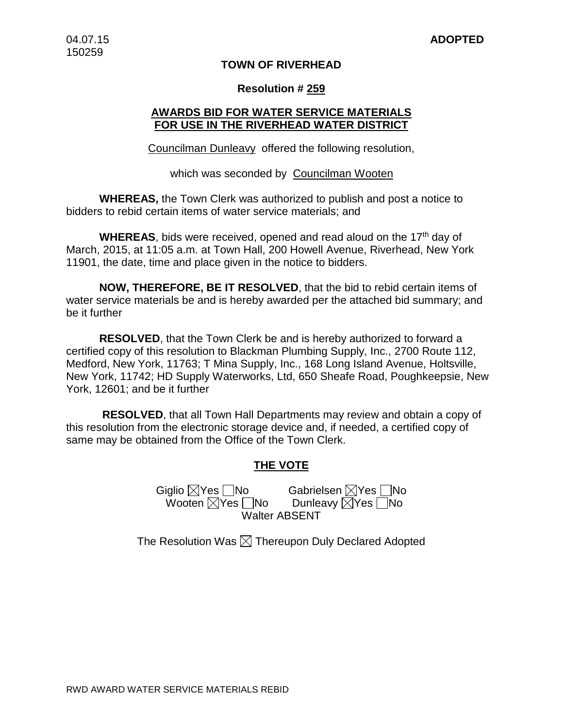04.07.15
150259

**ADOPTED**

**TOWN OF RIVERHEAD**

**Resolution # 259**

**AWARDS BID FOR WATER SERVICE MATERIALS FOR USE IN THE RIVERHEAD WATER DISTRICT**

Councilman Dunleavy offered the following resolution,

which was seconded by Councilman Wooten

**WHEREAS,** the Town Clerk was authorized to publish and post a notice to bidders to rebid certain items of water service materials; and

**WHEREAS**, bids were received, opened and read aloud on the 17th day of March, 2015, at 11:05 a.m. at Town Hall, 200 Howell Avenue, Riverhead, New York 11901, the date, time and place given in the notice to bidders.

**NOW, THEREFORE, BE IT RESOLVED**, that the bid to rebid certain items of water service materials be and is hereby awarded per the attached bid summary; and be it further

**RESOLVED**, that the Town Clerk be and is hereby authorized to forward a certified copy of this resolution to Blackman Plumbing Supply, Inc., 2700 Route 112, Medford, New York, 11763; T Mina Supply, Inc., 168 Long Island Avenue, Holtsville, New York, 11742; HD Supply Waterworks, Ltd, 650 Sheafe Road, Poughkeepsie, New York, 12601; and be it further

**RESOLVED**, that all Town Hall Departments may review and obtain a copy of this resolution from the electronic storage device and, if needed, a certified copy of same may be obtained from the Office of the Town Clerk.

**THE VOTE**

Giglio ☒Yes ☐No Gabrielsen ☒Yes ☐No
Wooten ☒Yes ☐No Dunleavy ☒Yes ☐No
Walter ABSENT

The Resolution Was ☒ Thereupon Duly Declared Adopted

RWD AWARD WATER SERVICE MATERIALS REBID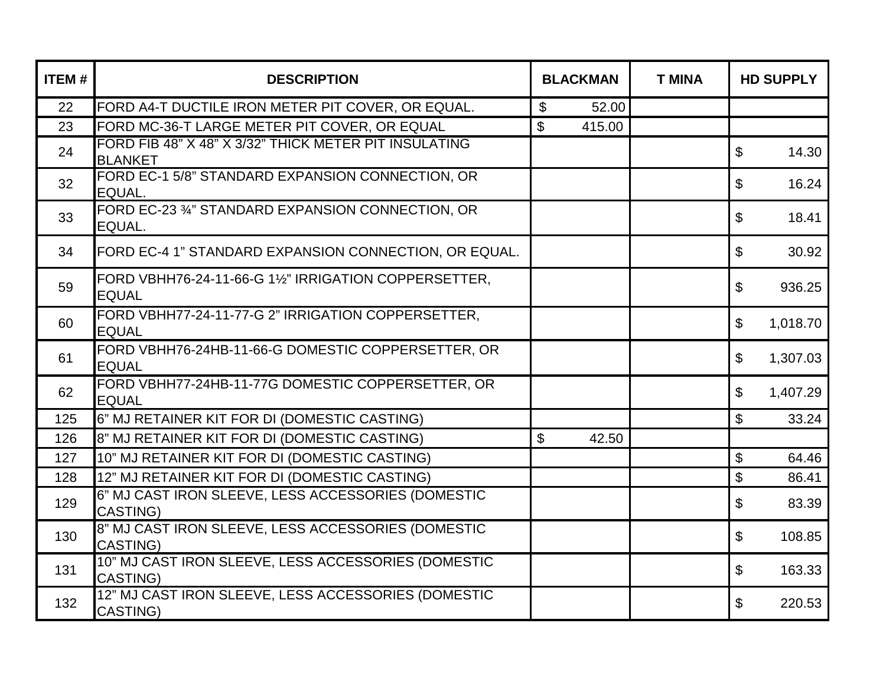| ITEM # | DESCRIPTION | BLACKMAN | T MINA | HD SUPPLY |
|---|---|---|---|---|
| 22 | FORD A4-T DUCTILE IRON METER PIT COVER, OR EQUAL. | $ 52.00 | | |
| 23 | FORD MC-36-T LARGE METER PIT COVER, OR EQUAL | $ 415.00 | | |
| 24 | FORD FIB 48” X 48” X 3/32” THICK METER PIT INSULATING BLANKET | | | $ 14.30 |
| 32 | FORD EC-1 5/8” STANDARD EXPANSION CONNECTION, OR EQUAL. | | | $ 16.24 |
| 33 | FORD EC-23 ¾” STANDARD EXPANSION CONNECTION, OR EQUAL. | | | $ 18.41 |
| 34 | FORD EC-4 1” STANDARD EXPANSION CONNECTION, OR EQUAL. | | | $ 30.92 |
| 59 | FORD VBHH76-24-11-66-G 1½” IRRIGATION COPPERSETTER, EQUAL | | | $ 936.25 |
| 60 | FORD VBHH77-24-11-77-G 2” IRRIGATION COPPERSETTER, EQUAL | | | $ 1,018.70 |
| 61 | FORD VBHH76-24HB-11-66-G DOMESTIC COPPERSETTER, OR EQUAL | | | $ 1,307.03 |
| 62 | FORD VBHH77-24HB-11-77G DOMESTIC COPPERSETTER, OR EQUAL | | | $ 1,407.29 |
| 125 | 6” MJ RETAINER KIT FOR DI (DOMESTIC CASTING) | | | $ 33.24 |
| 126 | 8” MJ RETAINER KIT FOR DI (DOMESTIC CASTING) | $ 42.50 | | |
| 127 | 10” MJ RETAINER KIT FOR DI (DOMESTIC CASTING) | | | $ 64.46 |
| 128 | 12” MJ RETAINER KIT FOR DI (DOMESTIC CASTING) | | | $ 86.41 |
| 129 | 6” MJ CAST IRON SLEEVE, LESS ACCESSORIES (DOMESTIC CASTING) | | | $ 83.39 |
| 130 | 8” MJ CAST IRON SLEEVE, LESS ACCESSORIES (DOMESTIC CASTING) | | | $ 108.85 |
| 131 | 10” MJ CAST IRON SLEEVE, LESS ACCESSORIES (DOMESTIC CASTING) | | | $ 163.33 |
| 132 | 12” MJ CAST IRON SLEEVE, LESS ACCESSORIES (DOMESTIC CASTING) | | | $ 220.53 |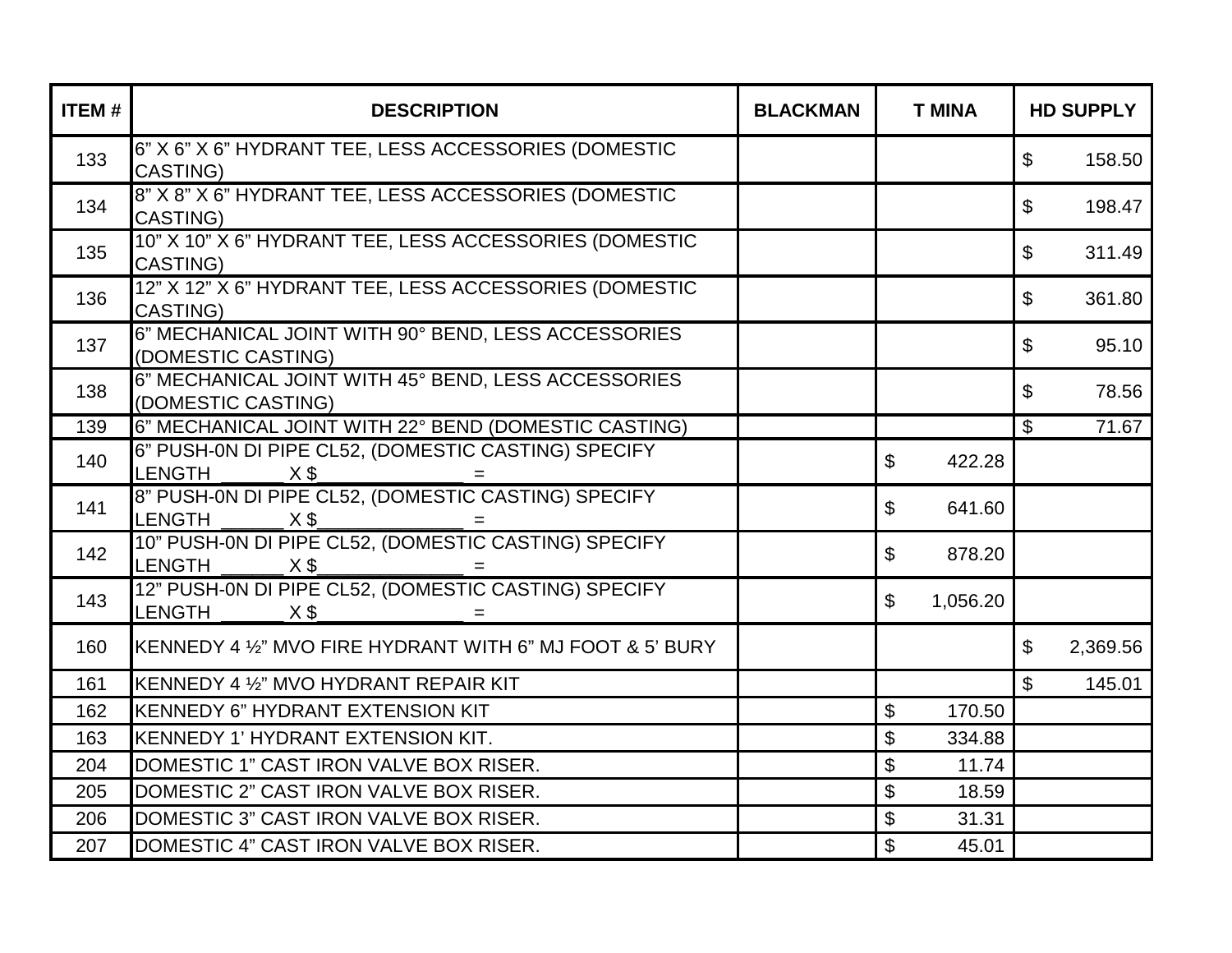| ITEM # | DESCRIPTION | BLACKMAN | T MINA | HD SUPPLY |
|---|---|---|---|---|
| 133 | 6" X 6" X 6" HYDRANT TEE, LESS ACCESSORIES (DOMESTIC CASTING) | | | $ 158.50 |
| 134 | 8" X 8" X 6" HYDRANT TEE, LESS ACCESSORIES (DOMESTIC CASTING) | | | $ 198.47 |
| 135 | 10" X 10" X 6" HYDRANT TEE, LESS ACCESSORIES (DOMESTIC CASTING) | | | $ 311.49 |
| 136 | 12" X 12" X 6" HYDRANT TEE, LESS ACCESSORIES (DOMESTIC CASTING) | | | $ 361.80 |
| 137 | 6" MECHANICAL JOINT WITH 90° BEND, LESS ACCESSORIES (DOMESTIC CASTING) | | | $ 95.10 |
| 138 | 6" MECHANICAL JOINT WITH 45° BEND, LESS ACCESSORIES (DOMESTIC CASTING) | | | $ 78.56 |
| 139 | 6" MECHANICAL JOINT WITH 22° BEND (DOMESTIC CASTING) | | | $ 71.67 |
| 140 | 6" PUSH-0N DI PIPE CL52, (DOMESTIC CASTING) SPECIFY LENGTH ______ X $______________ = | | $ 422.28 | |
| 141 | 8" PUSH-0N DI PIPE CL52, (DOMESTIC CASTING) SPECIFY LENGTH ______ X $______________ = | | $ 641.60 | |
| 142 | 10" PUSH-0N DI PIPE CL52, (DOMESTIC CASTING) SPECIFY LENGTH ______ X $______________ = | | $ 878.20 | |
| 143 | 12" PUSH-0N DI PIPE CL52, (DOMESTIC CASTING) SPECIFY LENGTH ______ X $______________ = | | $ 1,056.20 | |
| 160 | KENNEDY 4 ½" MVO FIRE HYDRANT WITH 6" MJ FOOT & 5' BURY | | | $ 2,369.56 |
| 161 | KENNEDY 4 ½" MVO HYDRANT REPAIR KIT | | | $ 145.01 |
| 162 | KENNEDY 6" HYDRANT EXTENSION KIT | | $ 170.50 | |
| 163 | KENNEDY 1' HYDRANT EXTENSION KIT. | | $ 334.88 | |
| 204 | DOMESTIC 1" CAST IRON VALVE BOX RISER. | | $ 11.74 | |
| 205 | DOMESTIC 2" CAST IRON VALVE BOX RISER. | | $ 18.59 | |
| 206 | DOMESTIC 3" CAST IRON VALVE BOX RISER. | | $ 31.31 | |
| 207 | DOMESTIC 4" CAST IRON VALVE BOX RISER. | | $ 45.01 | |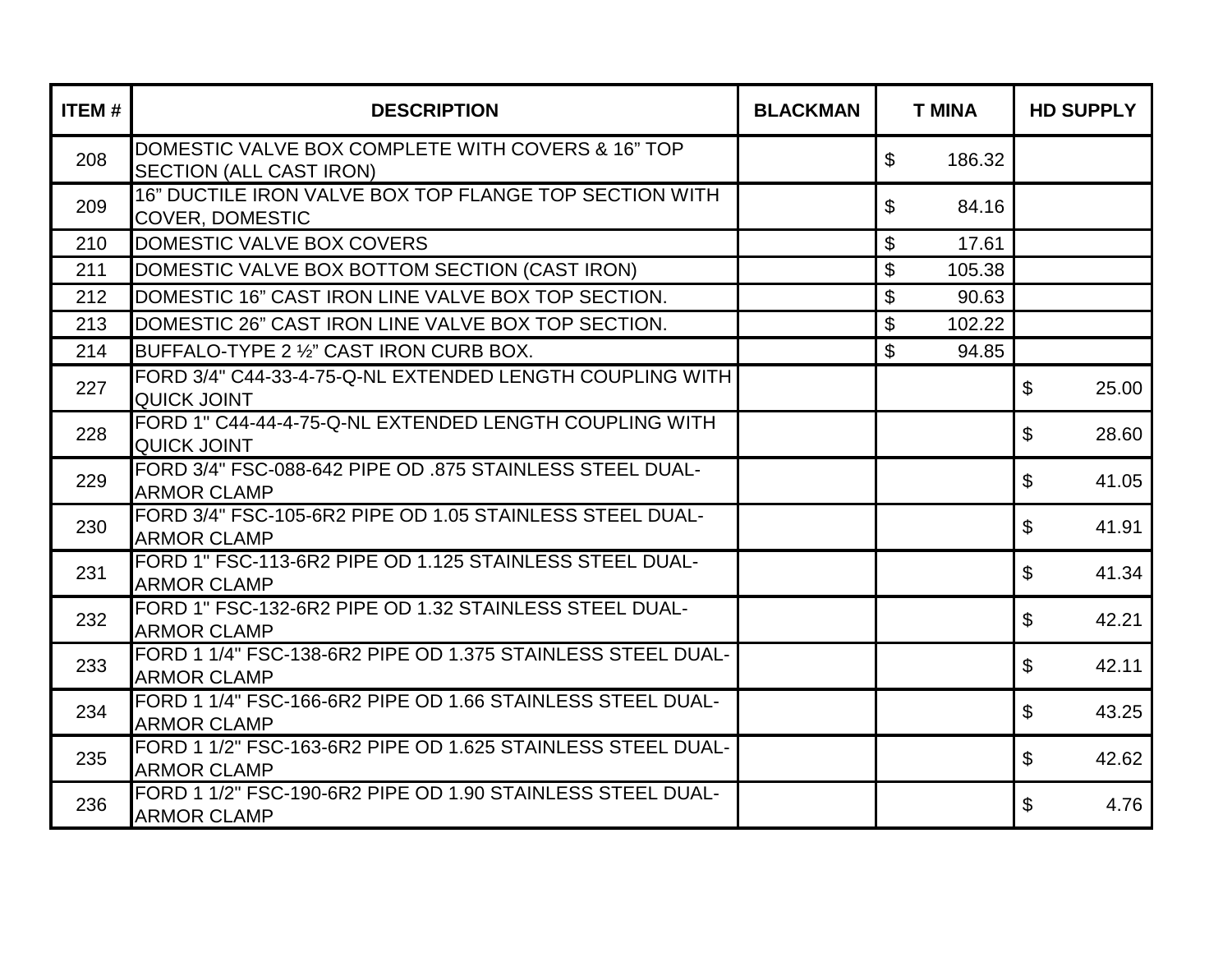| ITEM # | DESCRIPTION | BLACKMAN | T MINA | HD SUPPLY |
|---|---|---|---|---|
| 208 | DOMESTIC VALVE BOX COMPLETE WITH COVERS & 16" TOP SECTION (ALL CAST IRON) | | $ 186.32 | |
| 209 | 16" DUCTILE IRON VALVE BOX TOP FLANGE TOP SECTION WITH COVER, DOMESTIC | | $ 84.16 | |
| 210 | DOMESTIC VALVE BOX COVERS | | $ 17.61 | |
| 211 | DOMESTIC VALVE BOX BOTTOM SECTION (CAST IRON) | | $ 105.38 | |
| 212 | DOMESTIC 16" CAST IRON LINE VALVE BOX TOP SECTION. | | $ 90.63 | |
| 213 | DOMESTIC 26" CAST IRON LINE VALVE BOX TOP SECTION. | | $ 102.22 | |
| 214 | BUFFALO-TYPE 2 ½" CAST IRON CURB BOX. | | $ 94.85 | |
| 227 | FORD 3/4" C44-33-4-75-Q-NL EXTENDED LENGTH COUPLING WITH QUICK JOINT | | | $ 25.00 |
| 228 | FORD 1" C44-44-4-75-Q-NL EXTENDED LENGTH COUPLING WITH QUICK JOINT | | | $ 28.60 |
| 229 | FORD 3/4" FSC-088-642 PIPE OD .875 STAINLESS STEEL DUAL-ARMOR CLAMP | | | $ 41.05 |
| 230 | FORD 3/4" FSC-105-6R2 PIPE OD 1.05 STAINLESS STEEL DUAL-ARMOR CLAMP | | | $ 41.91 |
| 231 | FORD 1" FSC-113-6R2 PIPE OD 1.125 STAINLESS STEEL DUAL-ARMOR CLAMP | | | $ 41.34 |
| 232 | FORD 1" FSC-132-6R2 PIPE OD 1.32 STAINLESS STEEL DUAL-ARMOR CLAMP | | | $ 42.21 |
| 233 | FORD 1 1/4" FSC-138-6R2 PIPE OD 1.375 STAINLESS STEEL DUAL-ARMOR CLAMP | | | $ 42.11 |
| 234 | FORD 1 1/4" FSC-166-6R2 PIPE OD 1.66 STAINLESS STEEL DUAL-ARMOR CLAMP | | | $ 43.25 |
| 235 | FORD 1 1/2" FSC-163-6R2 PIPE OD 1.625 STAINLESS STEEL DUAL-ARMOR CLAMP | | | $ 42.62 |
| 236 | FORD 1 1/2" FSC-190-6R2 PIPE OD 1.90 STAINLESS STEEL DUAL-ARMOR CLAMP | | | $ 4.76 |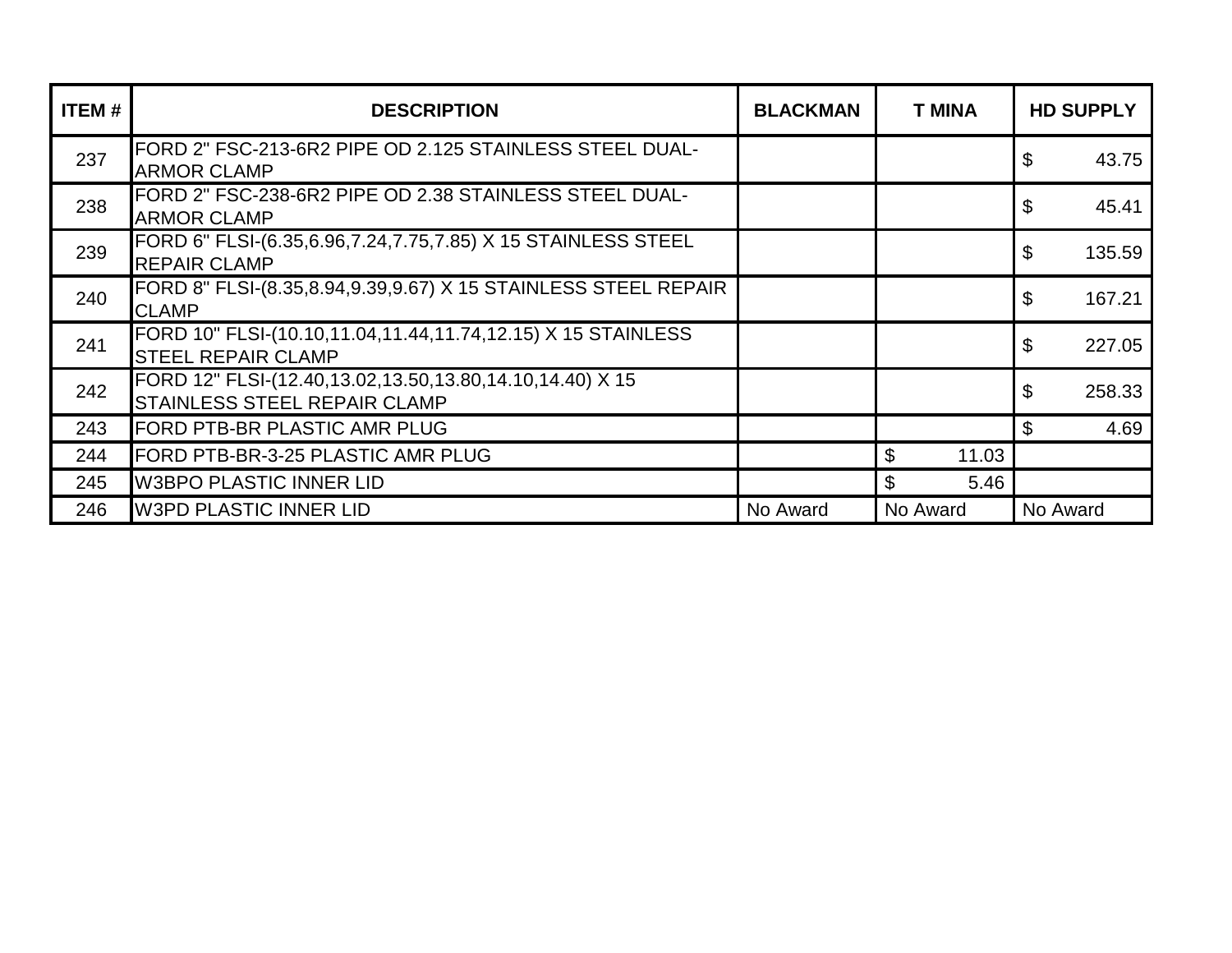| ITEM # | DESCRIPTION | BLACKMAN | T MINA | HD SUPPLY |
|---|---|---|---|---|
| 237 | FORD 2" FSC-213-6R2 PIPE OD 2.125 STAINLESS STEEL DUAL-ARMOR CLAMP | | | $ 43.75 |
| 238 | FORD 2" FSC-238-6R2 PIPE OD 2.38 STAINLESS STEEL DUAL-ARMOR CLAMP | | | $ 45.41 |
| 239 | FORD 6" FLSI-(6.35,6.96,7.24,7.75,7.85) X 15 STAINLESS STEEL REPAIR CLAMP | | | $ 135.59 |
| 240 | FORD 8" FLSI-(8.35,8.94,9.39,9.67) X 15 STAINLESS STEEL REPAIR CLAMP | | | $ 167.21 |
| 241 | FORD 10" FLSI-(10.10,11.04,11.44,11.74,12.15) X 15 STAINLESS STEEL REPAIR CLAMP | | | $ 227.05 |
| 242 | FORD 12" FLSI-(12.40,13.02,13.50,13.80,14.10,14.40) X 15 STAINLESS STEEL REPAIR CLAMP | | | $ 258.33 |
| 243 | FORD PTB-BR PLASTIC AMR PLUG | | | $ 4.69 |
| 244 | FORD PTB-BR-3-25 PLASTIC AMR PLUG | | $ 11.03 | |
| 245 | W3BPO PLASTIC INNER LID | | $ 5.46 | |
| 246 | W3PD PLASTIC INNER LID | No Award | No Award | No Award |